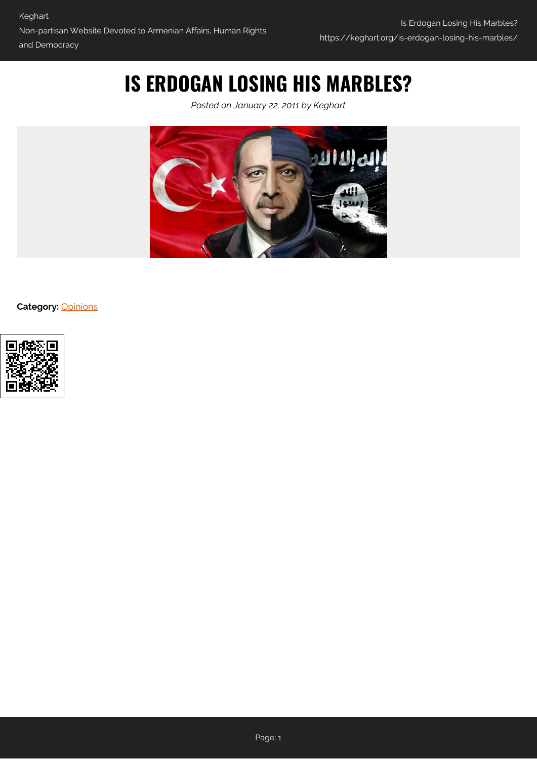# IS ERDOGAN LOSING HIS MARBLES?

*Posted on January 22, 2011 by Keghart*

**Category:** Opinions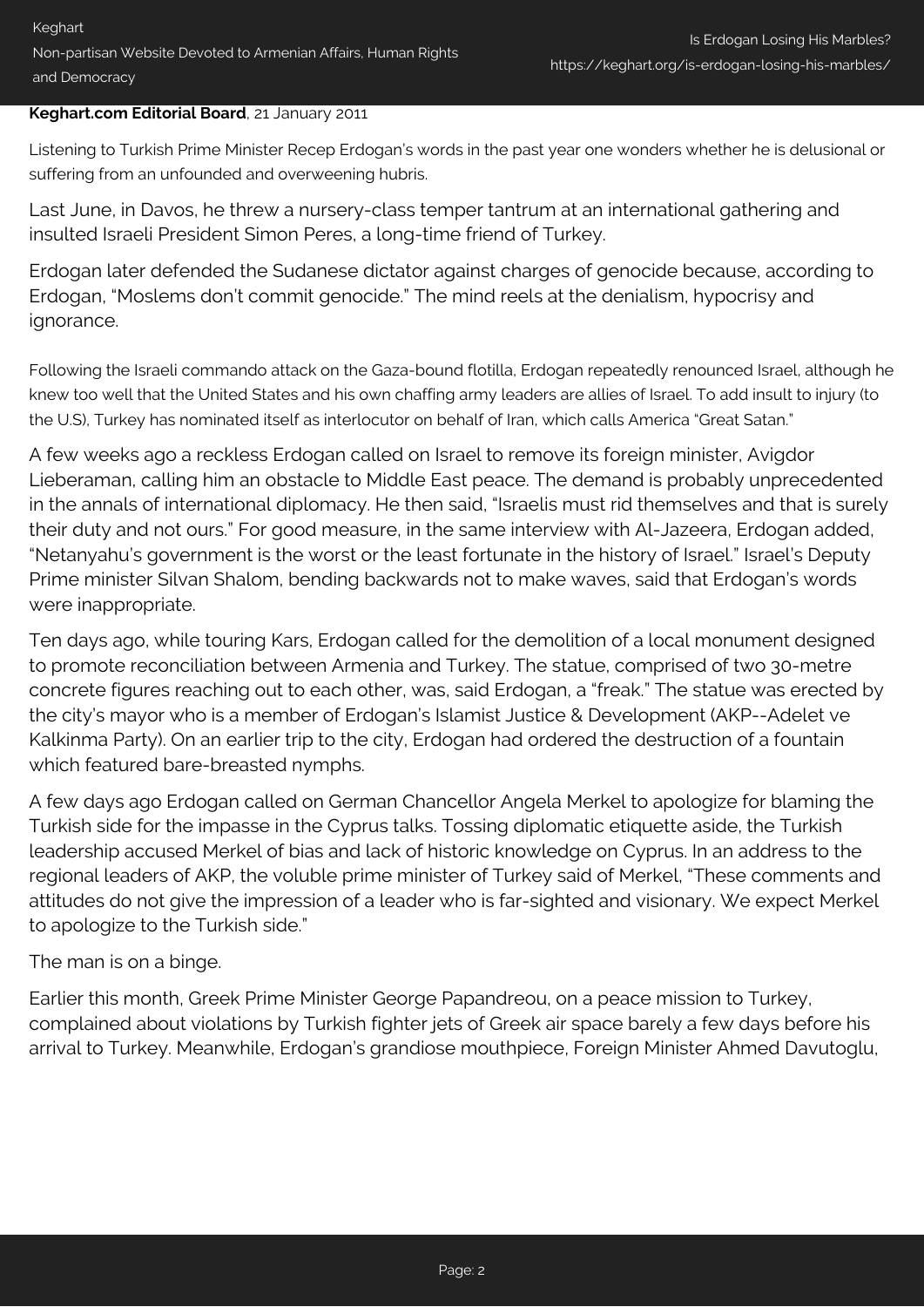**Keghart.com Editorial Board**, 21 January 2011

Listening to Turkish Prime Minister Recep Erdogan's words in the past year one wonders whether he is delusional or suffering from an unfounded and overweening hubris.

Last June, in Davos, he threw a nursery-class temper tantrum at an international gathering and insulted Israeli President Simon Peres, a long-time friend of Turkey.

Erdogan later defended the Sudanese dictator against charges of genocide because, according to Erdogan, "Moslems don't commit genocide." The mind reels at the denialism, hypocrisy and ignorance.

Following the Israeli commando attack on the Gaza-bound flotilla, Erdogan repeatedly renounced Israel, although he knew too well that the United States and his own chaffing army leaders are allies of Israel. To add insult to injury (to the U.S), Turkey has nominated itself as interlocutor on behalf of Iran, which calls America "Great Satan."

A few weeks ago a reckless Erdogan called on Israel to remove its foreign minister, Avigdor Lieberaman, calling him an obstacle to Middle East peace. The demand is probably unprecedented in the annals of international diplomacy. He then said, "Israelis must rid themselves and that is surely their duty and not ours." For good measure, in the same interview with Al-Jazeera, Erdogan added, "Netanyahu's government is the worst or the least fortunate in the history of Israel." Israel's Deputy Prime minister Silvan Shalom, bending backwards not to make waves, said that Erdogan's words were inappropriate.

Ten days ago, while touring Kars, Erdogan called for the demolition of a local monument designed to promote reconciliation between Armenia and Turkey. The statue, comprised of two 30-metre concrete figures reaching out to each other, was, said Erdogan, a "freak." The statue was erected by the city's mayor who is a member of Erdogan's Islamist Justice & Development (AKP--Adelet ve Kalkinma Party). On an earlier trip to the city, Erdogan had ordered the destruction of a fountain which featured bare-breasted nymphs.

A few days ago Erdogan called on German Chancellor Angela Merkel to apologize for blaming the Turkish side for the impasse in the Cyprus talks. Tossing diplomatic etiquette aside, the Turkish leadership accused Merkel of bias and lack of historic knowledge on Cyprus. In an address to the regional leaders of AKP, the voluble prime minister of Turkey said of Merkel, "These comments and attitudes do not give the impression of a leader who is far-sighted and visionary. We expect Merkel to apologize to the Turkish side."

The man is on a binge.

Earlier this month, Greek Prime Minister George Papandreou, on a peace mission to Turkey, complained about violations by Turkish fighter jets of Greek air space barely a few days before his arrival to Turkey. Meanwhile, Erdogan's grandiose mouthpiece, Foreign Minister Ahmed Davutoglu,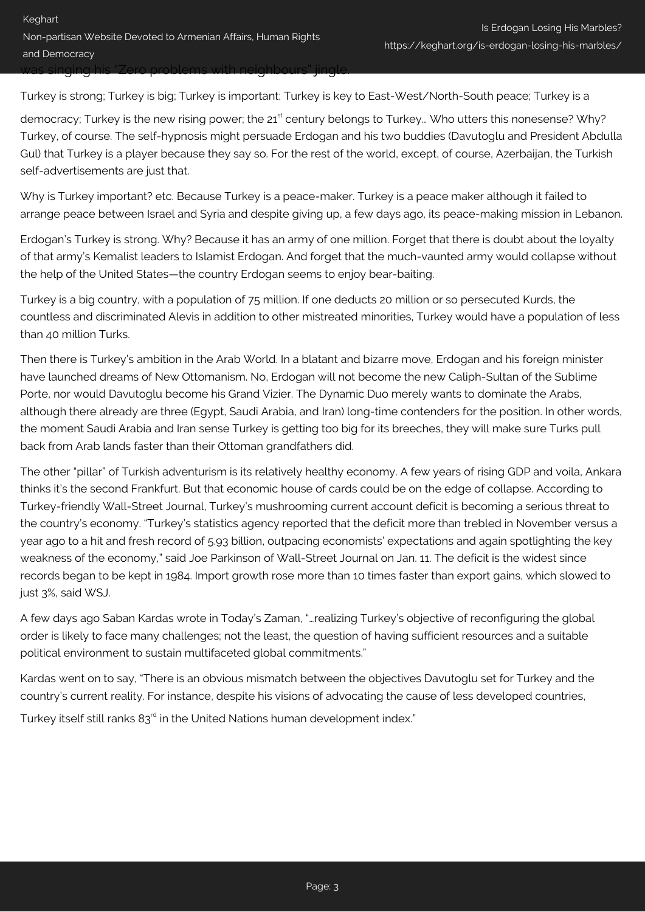was singing his "Zero problems with neighbours" jingle.

Turkey is strong; Turkey is big; Turkey is important; Turkey is key to East-West/North-South peace; Turkey is a democracy; Turkey is the new rising power; the 21st century belongs to Turkey… Who utters this nonesense? Why? Turkey, of course. The self-hypnosis might persuade Erdogan and his two buddies (Davutoglu and President Abdulla Gul) that Turkey is a player because they say so. For the rest of the world, except, of course, Azerbaijan, the Turkish self-advertisements are just that.

Why is Turkey important? etc. Because Turkey is a peace-maker. Turkey is a peace maker although it failed to arrange peace between Israel and Syria and despite giving up, a few days ago, its peace-making mission in Lebanon.

Erdogan's Turkey is strong. Why? Because it has an army of one million. Forget that there is doubt about the loyalty of that army's Kemalist leaders to Islamist Erdogan. And forget that the much-vaunted army would collapse without the help of the United States—the country Erdogan seems to enjoy bear-baiting.

Turkey is a big country, with a population of 75 million. If one deducts 20 million or so persecuted Kurds, the countless and discriminated Alevis in addition to other mistreated minorities, Turkey would have a population of less than 40 million Turks.

Then there is Turkey's ambition in the Arab World. In a blatant and bizarre move, Erdogan and his foreign minister have launched dreams of New Ottomanism. No, Erdogan will not become the new Caliph-Sultan of the Sublime Porte, nor would Davutoglu become his Grand Vizier. The Dynamic Duo merely wants to dominate the Arabs, although there already are three (Egypt, Saudi Arabia, and Iran) long-time contenders for the position. In other words, the moment Saudi Arabia and Iran sense Turkey is getting too big for its breeches, they will make sure Turks pull back from Arab lands faster than their Ottoman grandfathers did.

The other "pillar" of Turkish adventurism is its relatively healthy economy. A few years of rising GDP and voila, Ankara thinks it's the second Frankfurt. But that economic house of cards could be on the edge of collapse. According to Turkey-friendly Wall-Street Journal, Turkey's mushrooming current account deficit is becoming a serious threat to the country's economy. "Turkey's statistics agency reported that the deficit more than trebled in November versus a year ago to a hit and fresh record of 5.93 billion, outpacing economists' expectations and again spotlighting the key weakness of the economy," said Joe Parkinson of Wall-Street Journal on Jan. 11. The deficit is the widest since records began to be kept in 1984. Import growth rose more than 10 times faster than export gains, which slowed to just 3%, said WSJ.

A few days ago Saban Kardas wrote in Today's Zaman, "…realizing Turkey's objective of reconfiguring the global order is likely to face many challenges; not the least, the question of having sufficient resources and a suitable political environment to sustain multifaceted global commitments."

Kardas went on to say, "There is an obvious mismatch between the objectives Davutoglu set for Turkey and the country's current reality. For instance, despite his visions of advocating the cause of less developed countries, Turkey itself still ranks 83rd in the United Nations human development index."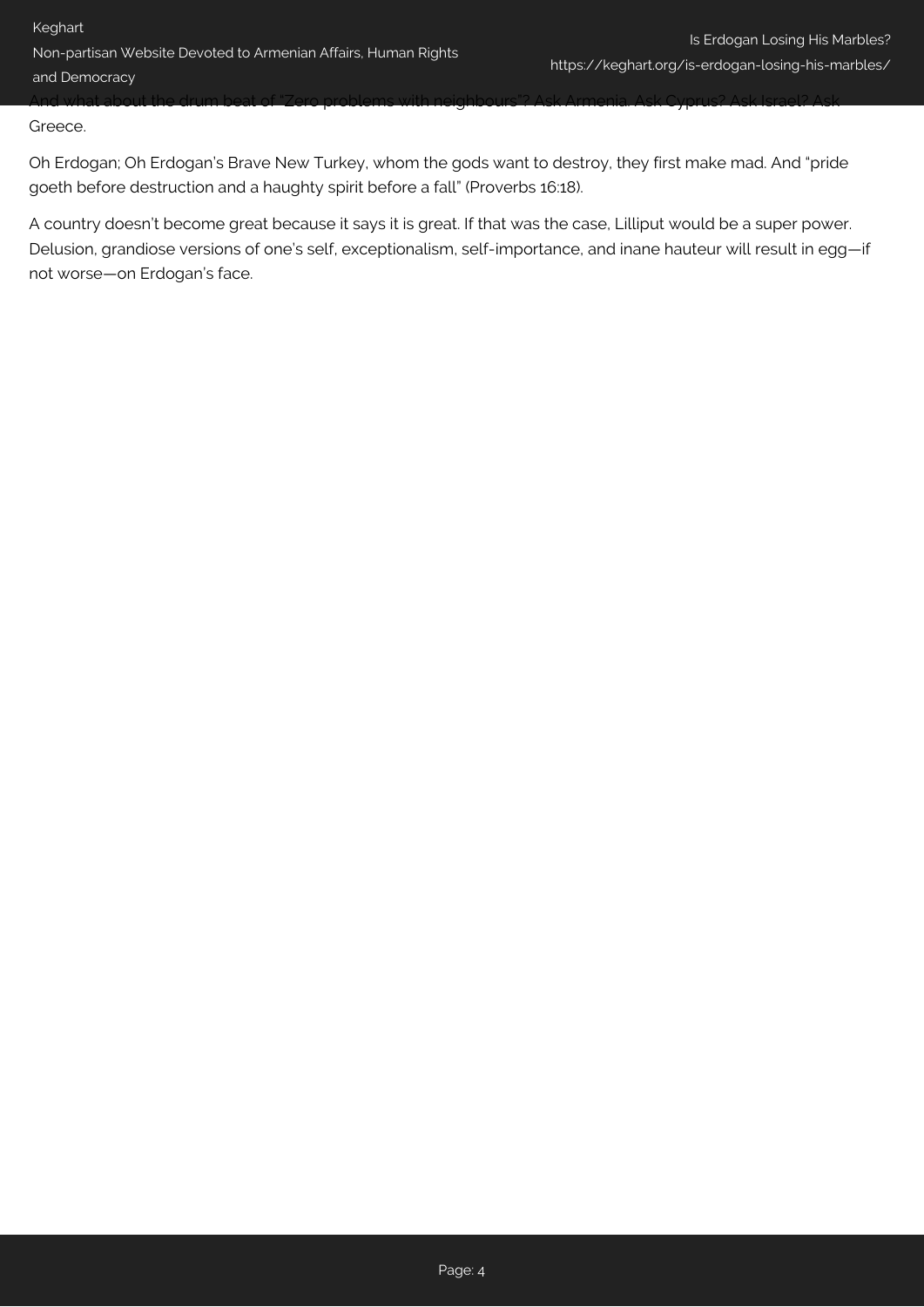And what about the drum beat of "Zero problems with neighbours"? Ask Armenia. Ask Cyprus? Ask Israel? Ask Greece.

Oh Erdogan; Oh Erdogan's Brave New Turkey, whom the gods want to destroy, they first make mad. And "pride goeth before destruction and a haughty spirit before a fall" (Proverbs 16:18).

A country doesn't become great because it says it is great. If that was the case, Lilliput would be a super power. Delusion, grandiose versions of one's self, exceptionalism, self-importance, and inane hauteur will result in egg—if not worse—on Erdogan's face.